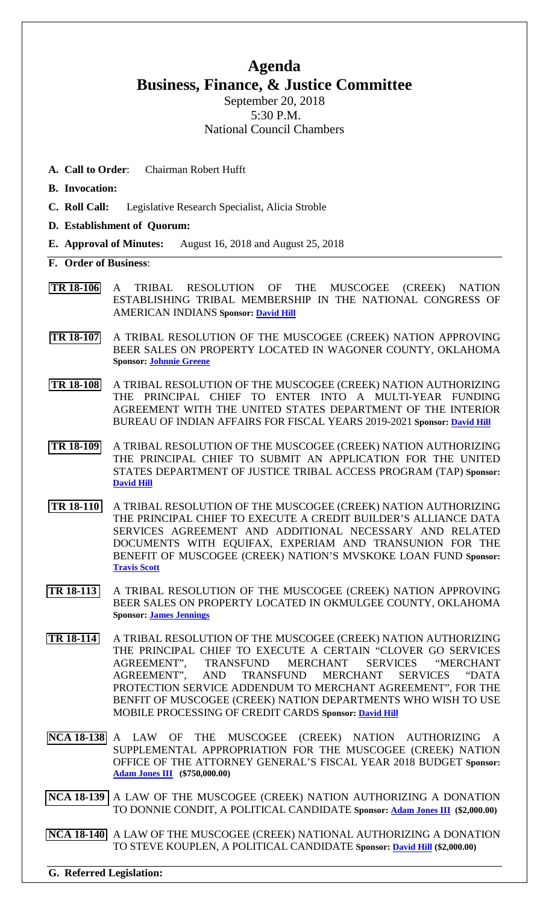# Agenda
## Business, Finance, & Justice Committee

September 20, 2018
5:30 P.M.
National Council Chambers

**A. Call to Order**: Chairman Robert Hufft

**B. Invocation:**

**C. Roll Call:** Legislative Research Specialist, Alicia Stroble

**D. Establishment of Quorum:**

**E. Approval of Minutes:** August 16, 2018 and August 25, 2018

**F. Order of Business**:

**TR 18-106** A TRIBAL RESOLUTION OF THE MUSCOGEE (CREEK) NATION ESTABLISHING TRIBAL MEMBERSHIP IN THE NATIONAL CONGRESS OF AMERICAN INDIANS **Sponsor: David Hill**

**TR 18-107** A TRIBAL RESOLUTION OF THE MUSCOGEE (CREEK) NATION APPROVING BEER SALES ON PROPERTY LOCATED IN WAGONER COUNTY, OKLAHOMA **Sponsor: Johnnie Greene**

**TR 18-108** A TRIBAL RESOLUTION OF THE MUSCOGEE (CREEK) NATION AUTHORIZING THE PRINCIPAL CHIEF TO ENTER INTO A MULTI-YEAR FUNDING AGREEMENT WITH THE UNITED STATES DEPARTMENT OF THE INTERIOR BUREAU OF INDIAN AFFAIRS FOR FISCAL YEARS 2019-2021 **Sponsor: David Hill**

**TR 18-109** A TRIBAL RESOLUTION OF THE MUSCOGEE (CREEK) NATION AUTHORIZING THE PRINCIPAL CHIEF TO SUBMIT AN APPLICATION FOR THE UNITED STATES DEPARTMENT OF JUSTICE TRIBAL ACCESS PROGRAM (TAP) **Sponsor: David Hill**

**TR 18-110** A TRIBAL RESOLUTION OF THE MUSCOGEE (CREEK) NATION AUTHORIZING THE PRINCIPAL CHIEF TO EXECUTE A CREDIT BUILDER'S ALLIANCE DATA SERVICES AGREEMENT AND ADDITIONAL NECESSARY AND RELATED DOCUMENTS WITH EQUIFAX, EXPERIAM AND TRANSUNION FOR THE BENEFIT OF MUSCOGEE (CREEK) NATION'S MVSKOKE LOAN FUND **Sponsor: Travis Scott**

**TR 18-113** A TRIBAL RESOLUTION OF THE MUSCOGEE (CREEK) NATION APPROVING BEER SALES ON PROPERTY LOCATED IN OKMULGEE COUNTY, OKLAHOMA **Sponsor: James Jennings**

**TR 18-114** A TRIBAL RESOLUTION OF THE MUSCOGEE (CREEK) NATION AUTHORIZING THE PRINCIPAL CHIEF TO EXECUTE A CERTAIN "CLOVER GO SERVICES AGREEMENT", TRANSFUND MERCHANT SERVICES "MERCHANT AGREEMENT", AND TRANSFUND MERCHANT SERVICES "DATA PROTECTION SERVICE ADDENDUM TO MERCHANT AGREEMENT", FOR THE BENFIT OF MUSCOGEE (CREEK) NATION DEPARTMENTS WHO WISH TO USE MOBILE PROCESSING OF CREDIT CARDS **Sponsor: David Hill**

**NCA 18-138** A LAW OF THE MUSCOGEE (CREEK) NATION AUTHORIZING A SUPPLEMENTAL APPROPRIATION FOR THE MUSCOGEE (CREEK) NATION OFFICE OF THE ATTORNEY GENERAL'S FISCAL YEAR 2018 BUDGET **Sponsor: Adam Jones III (\$750,000.00)**

**NCA 18-139** A LAW OF THE MUSCOGEE (CREEK) NATION AUTHORIZING A DONATION TO DONNIE CONDIT, A POLITICAL CANDIDATE **Sponsor: Adam Jones III (\$2,000.00)**

**NCA 18-140** A LAW OF THE MUSCOGEE (CREEK) NATIONAL AUTHORIZING A DONATION TO STEVE KOUPLEN, A POLITICAL CANDIDATE **Sponsor: David Hill (\$2,000.00)**

**G. Referred Legislation:**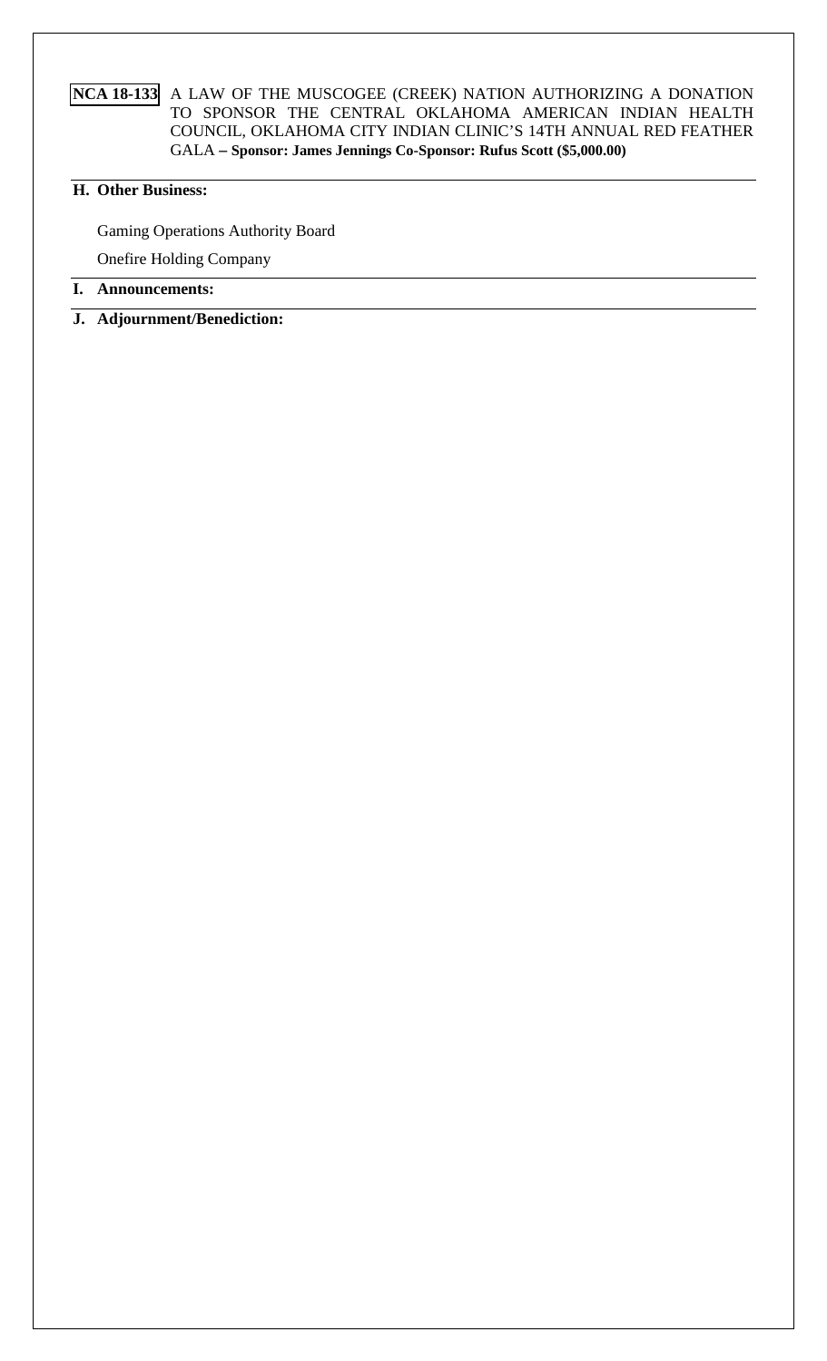**NCA 18-133** A LAW OF THE MUSCOGEE (CREEK) NATION AUTHORIZING A DONATION TO SPONSOR THE CENTRAL OKLAHOMA AMERICAN INDIAN HEALTH COUNCIL, OKLAHOMA CITY INDIAN CLINIC'S 14TH ANNUAL RED FEATHER GALA **– Sponsor: James Jennings Co-Sponsor: Rufus Scott ($5,000.00)**

**H. Other Business:**

Gaming Operations Authority Board

Onefire Holding Company

**I. Announcements:**

**J. Adjournment/Benediction:**